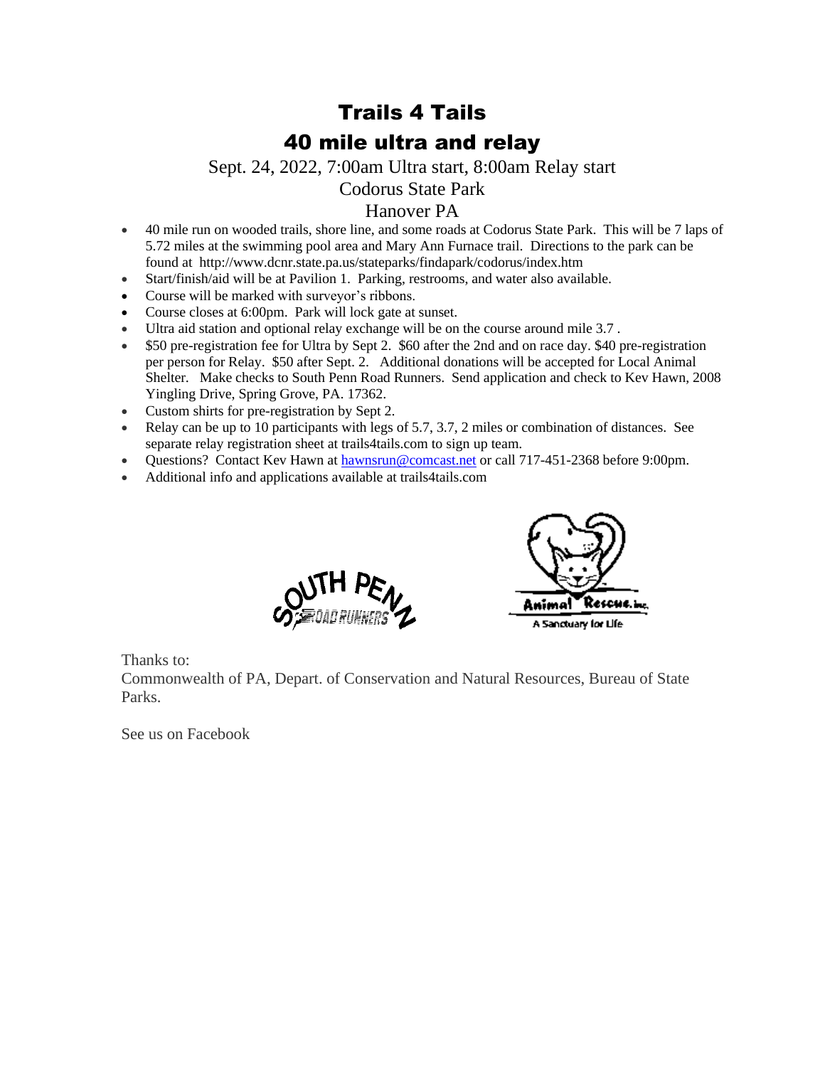# Trails 4 Tails

# 40 mile ultra and relay

Sept. 24, 2022, 7:00am Ultra start, 8:00am Relay start

Codorus State Park

Hanover PA

- 40 mile run on wooded trails, shore line, and some roads at Codorus State Park. This will be 7 laps of 5.72 miles at the swimming pool area and Mary Ann Furnace trail. Directions to the park can be found at http://www.dcnr.state.pa.us/stateparks/findapark/codorus/index.htm
- Start/finish/aid will be at Pavilion 1. Parking, restrooms, and water also available.
- Course will be marked with surveyor's ribbons.
- Course closes at 6:00pm. Park will lock gate at sunset.
- Ultra aid station and optional relay exchange will be on the course around mile 3.7 .
- $50 pre-registration fee for Ultra by Sept 2. $60 after the 2nd and on race day. $40 pre-registration per person for Relay. $50 after Sept. 2. Additional donations will be accepted for Local Animal Shelter. Make checks to South Penn Road Runners. Send application and check to Kev Hawn, 2008 Yingling Drive, Spring Grove, PA. 17362.
- Custom shirts for pre-registration by Sept 2.
- Relay can be up to 10 participants with legs of 5.7, 3.7, 2 miles or combination of distances. See separate relay registration sheet at trails4tails.com to sign up team.
- Questions? Contact Kev Hawn at hawnsrun@comcast.net or call 717-451-2368 before 9:00pm.
- Additional info and applications available at trails4tails.com

SOUTH PENN ROAD RUNNERS

Animal Rescue, inc.
A Sanctuary for Life

Thanks to:
Commonwealth of PA, Depart. of Conservation and Natural Resources, Bureau of State Parks.

See us on Facebook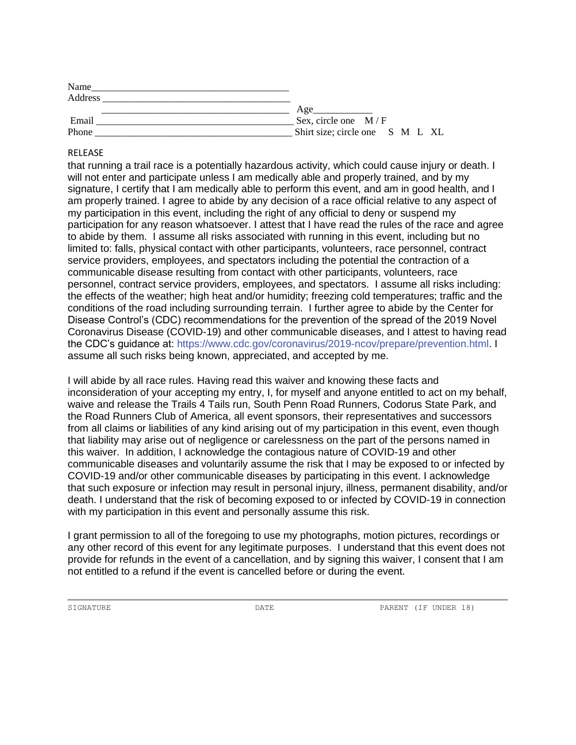Name_______________________________________
Address _____________________________________
_____________________________________ Age____________
Email _______________________________________ Sex, circle one M / F
Phone _______________________________________ Shirt size; circle one S M L XL

RELEASE

that running a trail race is a potentially hazardous activity, which could cause injury or death. I will not enter and participate unless I am medically able and properly trained, and by my signature, I certify that I am medically able to perform this event, and am in good health, and I am properly trained. I agree to abide by any decision of a race official relative to any aspect of my participation in this event, including the right of any official to deny or suspend my participation for any reason whatsoever. I attest that I have read the rules of the race and agree to abide by them. I assume all risks associated with running in this event, including but no limited to: falls, physical contact with other participants, volunteers, race personnel, contract service providers, employees, and spectators including the potential the contraction of a communicable disease resulting from contact with other participants, volunteers, race personnel, contract service providers, employees, and spectators. I assume all risks including: the effects of the weather; high heat and/or humidity; freezing cold temperatures; traffic and the conditions of the road including surrounding terrain. I further agree to abide by the Center for Disease Control's (CDC) recommendations for the prevention of the spread of the 2019 Novel Coronavirus Disease (COVID-19) and other communicable diseases, and I attest to having read the CDC's guidance at: https://www.cdc.gov/coronavirus/2019-ncov/prepare/prevention.html. I assume all such risks being known, appreciated, and accepted by me.

I will abide by all race rules. Having read this waiver and knowing these facts and inconsideration of your accepting my entry, I, for myself and anyone entitled to act on my behalf, waive and release the Trails 4 Tails run, South Penn Road Runners, Codorus State Park, and the Road Runners Club of America, all event sponsors, their representatives and successors from all claims or liabilities of any kind arising out of my participation in this event, even though that liability may arise out of negligence or carelessness on the part of the persons named in this waiver. In addition, I acknowledge the contagious nature of COVID-19 and other communicable diseases and voluntarily assume the risk that I may be exposed to or infected by COVID-19 and/or other communicable diseases by participating in this event. I acknowledge that such exposure or infection may result in personal injury, illness, permanent disability, and/or death. I understand that the risk of becoming exposed to or infected by COVID-19 in connection with my participation in this event and personally assume this risk.

I grant permission to all of the foregoing to use my photographs, motion pictures, recordings or any other record of this event for any legitimate purposes. I understand that this event does not provide for refunds in the event of a cancellation, and by signing this waiver, I consent that I am not entitled to a refund if the event is cancelled before or during the event.

SIGNATURE DATE PARENT (IF UNDER 18)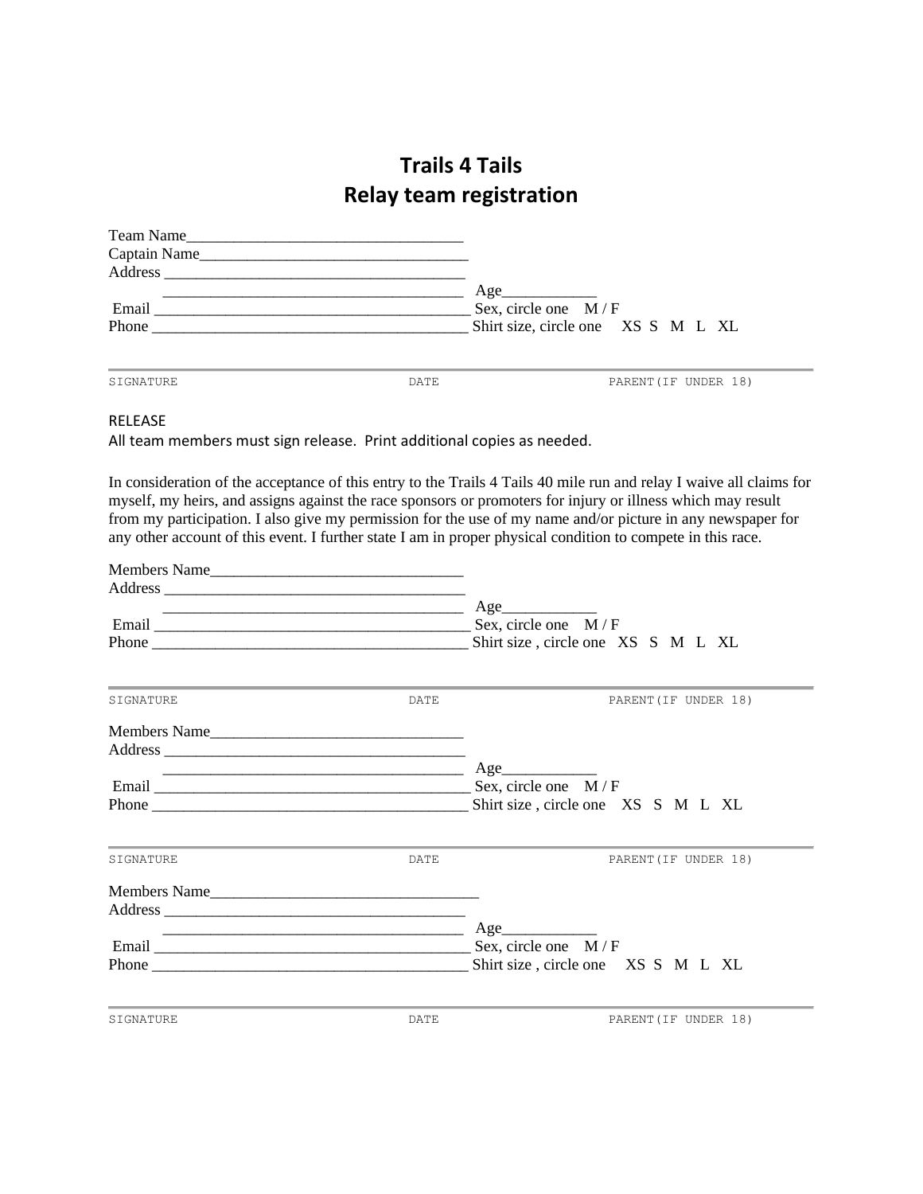# Trails 4 Tails
# Relay team registration

Team Name________________________________
Captain Name________________________________
Address ____________________________________
____________________________________ Age___________
Email ______________________________________ Sex, circle one M / F
Phone ______________________________________ Shirt size, circle one XS S M L XL

SIGNATURE DATE PARENT(IF UNDER 18)

RELEASE
All team members must sign release. Print additional copies as needed.

In consideration of the acceptance of this entry to the Trails 4 Tails 40 mile run and relay I waive all claims for myself, my heirs, and assigns against the race sponsors or promoters for injury or illness which may result from my participation. I also give my permission for the use of my name and/or picture in any newspaper for any other account of this event. I further state I am in proper physical condition to compete in this race.

Members Name______________________________
Address ____________________________________
____________________________________ Age___________
Email ______________________________________ Sex, circle one M / F
Phone ______________________________________ Shirt size , circle one XS S M L XL

SIGNATURE DATE PARENT(IF UNDER 18)

Members Name______________________________
Address ____________________________________
____________________________________ Age___________
Email ______________________________________ Sex, circle one M / F
Phone ______________________________________ Shirt size , circle one XS S M L XL

SIGNATURE DATE PARENT(IF UNDER 18)

Members Name________________________________
Address ____________________________________
____________________________________ Age___________
Email ______________________________________ Sex, circle one M / F
Phone ______________________________________ Shirt size , circle one XS S M L XL

SIGNATURE DATE PARENT(IF UNDER 18)